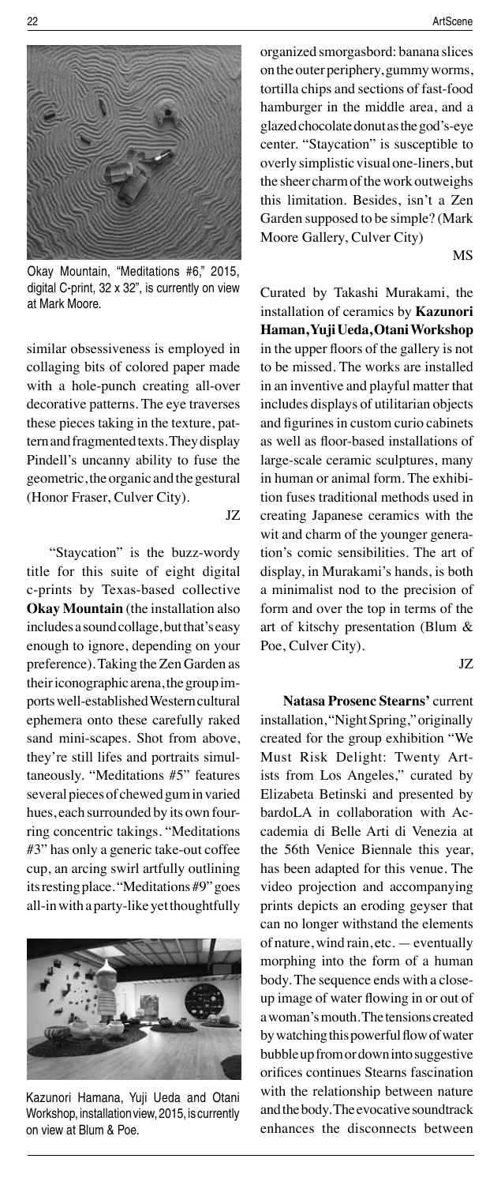Okay Mountain, "Meditations #6," 2015, digital C-print, 32 x 32", is currently on view at Mark Moore.

similar obsessiveness is employed in collaging bits of colored paper made with a hole-punch creating all-over decorative patterns. The eye traverses these pieces taking in the texture, pattern and fragmented texts. They display Pindell's uncanny ability to fuse the geometric, the organic and the gestural (Honor Fraser, Culver City).

JZ

"Staycation" is the buzz-wordy title for this suite of eight digital c-prints by Texas-based collective **Okay Mountain** (the installation also includes a sound collage, but that's easy enough to ignore, depending on your preference). Taking the Zen Garden as their iconographic arena, the group imports well-established Western cultural ephemera onto these carefully raked sand mini-scapes. Shot from above, they're still lifes and portraits simultaneously. "Meditations #5" features several pieces of chewed gum in varied hues, each surrounded by its own four-ring concentric takings. "Meditations #3" has only a generic take-out coffee cup, an arcing swirl artfully outlining its resting place. "Meditations #9" goes all-in with a party-like yet thoughtfully organized smorgasbord: banana slices on the outer periphery, gummy worms, tortilla chips and sections of fast-food hamburger in the middle area, and a glazed chocolate donut as the god's-eye center. "Staycation" is susceptible to overly simplistic visual one-liners, but the sheer charm of the work outweighs this limitation. Besides, isn't a Zen Garden supposed to be simple? (Mark Moore Gallery, Culver City)

MS

Kazunori Hamana, Yuji Ueda and Otani Workshop, installation view, 2015, is currently on view at Blum & Poe.

Curated by Takashi Murakami, the installation of ceramics by **Kazunori Haman, Yuji Ueda, Otani Workshop** in the upper floors of the gallery is not to be missed. The works are installed in an inventive and playful matter that includes displays of utilitarian objects and figurines in custom curio cabinets as well as floor-based installations of large-scale ceramic sculptures, many in human or animal form. The exhibition fuses traditional methods used in creating Japanese ceramics with the wit and charm of the younger generation's comic sensibilities. The art of display, in Murakami's hands, is both a minimalist nod to the precision of form and over the top in terms of the art of kitschy presentation (Blum & Poe, Culver City).

JZ

**Natasa Prosenc Stearns'** current installation, "Night Spring," originally created for the group exhibition "We Must Risk Delight: Twenty Artists from Los Angeles," curated by Elizabeta Betinski and presented by bardoLA in collaboration with Accademia di Belle Arti di Venezia at the 56th Venice Biennale this year, has been adapted for this venue. The video projection and accompanying prints depicts an eroding geyser that can no longer withstand the elements of nature, wind rain, etc. — eventually morphing into the form of a human body. The sequence ends with a close-up image of water flowing in or out of a woman's mouth. The tensions created by watching this powerful flow of water bubble up from or down into suggestive orifices continues Stearns fascination with the relationship between nature and the body. The evocative soundtrack enhances the disconnects between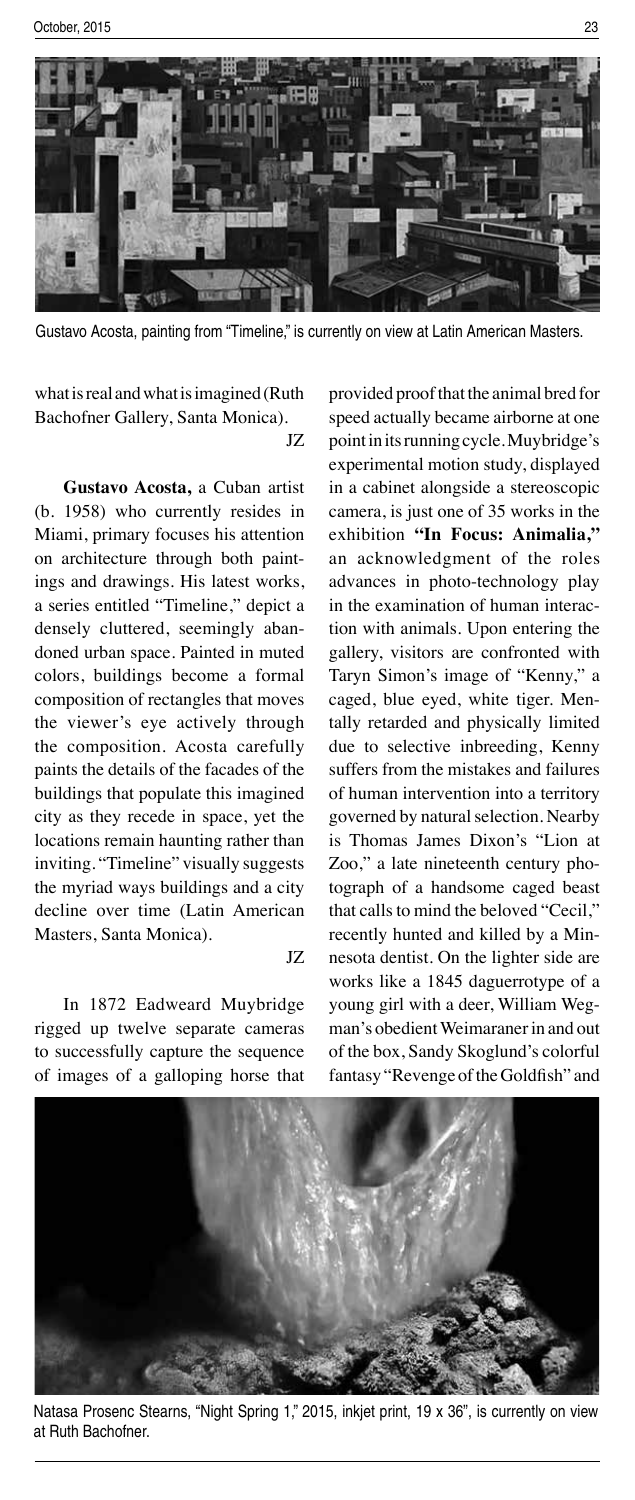Gustavo Acosta, painting from "Timeline," is currently on view at Latin American Masters.

what is real and what is imagined (Ruth Bachofner Gallery, Santa Monica).

JZ

**Gustavo Acosta,** a Cuban artist (b. 1958) who currently resides in Miami, primary focuses his attention on architecture through both paintings and drawings. His latest works, a series entitled "Timeline," depict a densely cluttered, seemingly abandoned urban space. Painted in muted colors, buildings become a formal composition of rectangles that moves the viewer's eye actively through the composition. Acosta carefully paints the details of the facades of the buildings that populate this imagined city as they recede in space, yet the locations remain haunting rather than inviting. "Timeline" visually suggests the myriad ways buildings and a city decline over time (Latin American Masters, Santa Monica).

JZ

In 1872 Eadweard Muybridge rigged up twelve separate cameras to successfully capture the sequence of images of a galloping horse that provided proof that the animal bred for speed actually became airborne at one point in its running cycle. Muybridge's experimental motion study, displayed in a cabinet alongside a stereoscopic camera, is just one of 35 works in the exhibition **"In Focus: Animalia,"** an acknowledgment of the roles advances in photo-technology play in the examination of human interaction with animals. Upon entering the gallery, visitors are confronted with Taryn Simon's image of "Kenny," a caged, blue eyed, white tiger. Mentally retarded and physically limited due to selective inbreeding, Kenny suffers from the mistakes and failures of human intervention into a territory governed by natural selection. Nearby is Thomas James Dixon's "Lion at Zoo," a late nineteenth century photograph of a handsome caged beast that calls to mind the beloved "Cecil," recently hunted and killed by a Minnesota dentist. On the lighter side are works like a 1845 daguerrotype of a young girl with a deer, William Wegman's obedient Weimaraner in and out of the box, Sandy Skoglund's colorful fantasy "Revenge of the Goldfish" and

Natasa Prosenc Stearns, "Night Spring 1," 2015, inkjet print, 19 x 36", is currently on view at Ruth Bachofner.